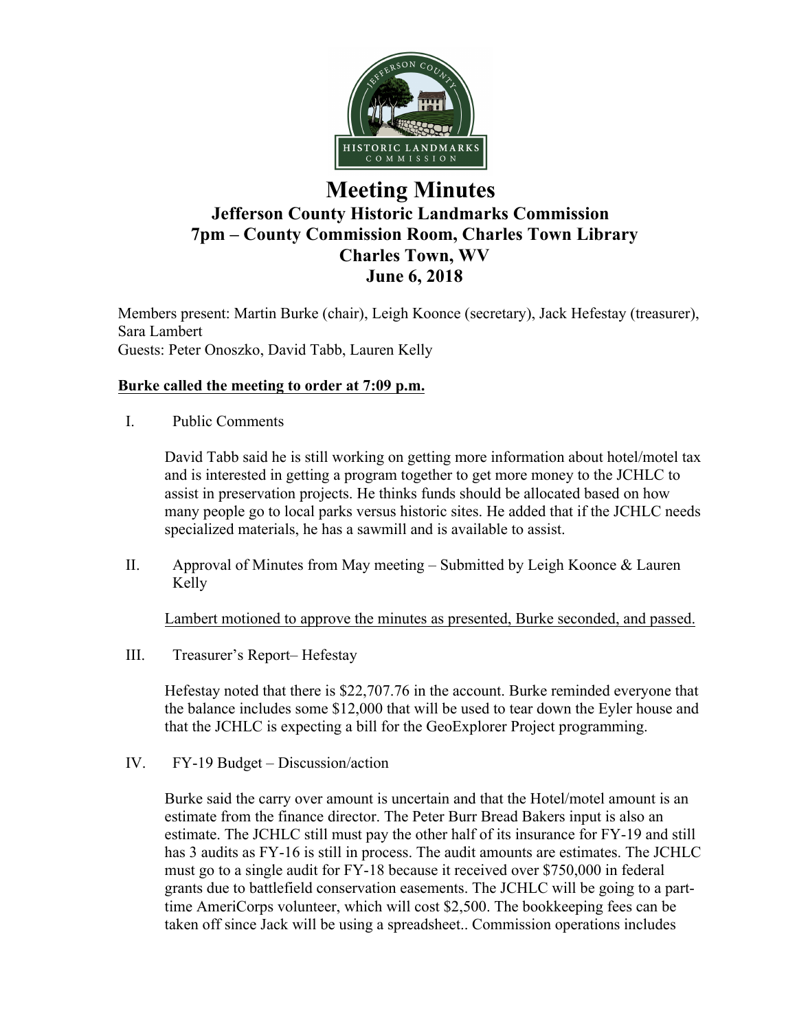# Meeting Minutes

## Jefferson County Historic Landmarks Commission
## 7pm – County Commission Room, Charles Town Library
## Charles Town, WV
## June 6, 2018

Members present: Martin Burke (chair), Leigh Koonce (secretary), Jack Hefestay (treasurer), Sara Lambert
Guests: Peter Onoszko, David Tabb, Lauren Kelly

**Burke called the meeting to order at 7:09 p.m.**

I. Public Comments

David Tabb said he is still working on getting more information about hotel/motel tax and is interested in getting a program together to get more money to the JCHLC to assist in preservation projects. He thinks funds should be allocated based on how many people go to local parks versus historic sites. He added that if the JCHLC needs specialized materials, he has a sawmill and is available to assist.

II. Approval of Minutes from May meeting – Submitted by Leigh Koonce & Lauren Kelly

Lambert motioned to approve the minutes as presented, Burke seconded, and passed.

III. Treasurer's Report– Hefestay

Hefestay noted that there is $22,707.76 in the account. Burke reminded everyone that the balance includes some $12,000 that will be used to tear down the Eyler house and that the JCHLC is expecting a bill for the GeoExplorer Project programming.

IV. FY-19 Budget – Discussion/action

Burke said the carry over amount is uncertain and that the Hotel/motel amount is an estimate from the finance director. The Peter Burr Bread Bakers input is also an estimate. The JCHLC still must pay the other half of its insurance for FY-19 and still has 3 audits as FY-16 is still in process. The audit amounts are estimates. The JCHLC must go to a single audit for FY-18 because it received over $750,000 in federal grants due to battlefield conservation easements. The JCHLC will be going to a part-time AmeriCorps volunteer, which will cost $2,500. The bookkeeping fees can be taken off since Jack will be using a spreadsheet.. Commission operations includes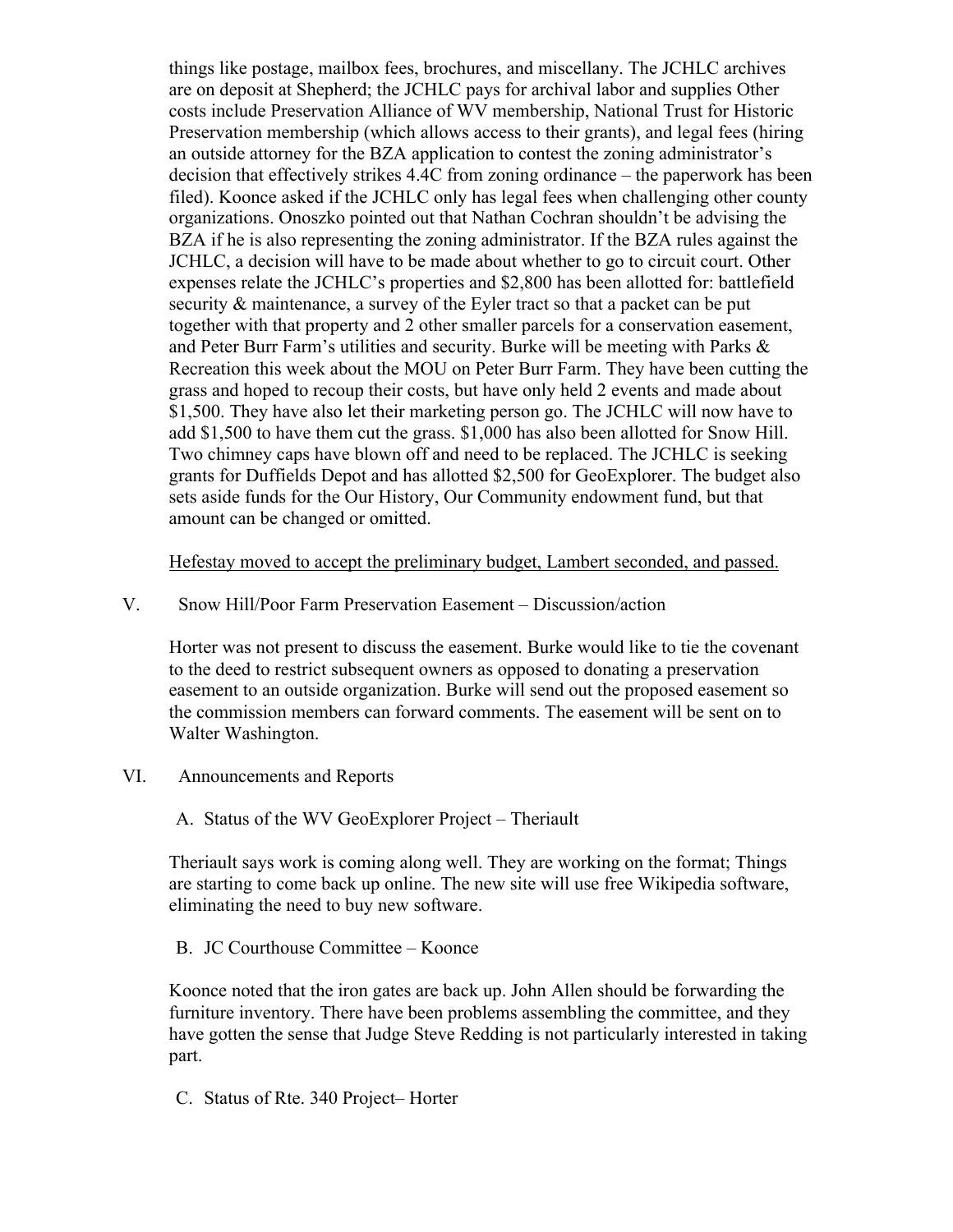things like postage, mailbox fees, brochures, and miscellany. The JCHLC archives are on deposit at Shepherd; the JCHLC pays for archival labor and supplies Other costs include Preservation Alliance of WV membership, National Trust for Historic Preservation membership (which allows access to their grants), and legal fees (hiring an outside attorney for the BZA application to contest the zoning administrator's decision that effectively strikes 4.4C from zoning ordinance – the paperwork has been filed). Koonce asked if the JCHLC only has legal fees when challenging other county organizations. Onoszko pointed out that Nathan Cochran shouldn't be advising the BZA if he is also representing the zoning administrator. If the BZA rules against the JCHLC, a decision will have to be made about whether to go to circuit court. Other expenses relate the JCHLC's properties and $2,800 has been allotted for: battlefield security & maintenance, a survey of the Eyler tract so that a packet can be put together with that property and 2 other smaller parcels for a conservation easement, and Peter Burr Farm's utilities and security. Burke will be meeting with Parks & Recreation this week about the MOU on Peter Burr Farm. They have been cutting the grass and hoped to recoup their costs, but have only held 2 events and made about $1,500. They have also let their marketing person go. The JCHLC will now have to add $1,500 to have them cut the grass. $1,000 has also been allotted for Snow Hill. Two chimney caps have blown off and need to be replaced. The JCHLC is seeking grants for Duffields Depot and has allotted $2,500 for GeoExplorer. The budget also sets aside funds for the Our History, Our Community endowment fund, but that amount can be changed or omitted.

<u>Hefestay moved to accept the preliminary budget, Lambert seconded, and passed.</u>

V. Snow Hill/Poor Farm Preservation Easement – Discussion/action

Horter was not present to discuss the easement. Burke would like to tie the covenant to the deed to restrict subsequent owners as opposed to donating a preservation easement to an outside organization. Burke will send out the proposed easement so the commission members can forward comments. The easement will be sent on to Walter Washington.

VI. Announcements and Reports

A. Status of the WV GeoExplorer Project – Theriault

Theriault says work is coming along well. They are working on the format; Things are starting to come back up online. The new site will use free Wikipedia software, eliminating the need to buy new software.

B. JC Courthouse Committee – Koonce

Koonce noted that the iron gates are back up. John Allen should be forwarding the furniture inventory. There have been problems assembling the committee, and they have gotten the sense that Judge Steve Redding is not particularly interested in taking part.

C. Status of Rte. 340 Project– Horter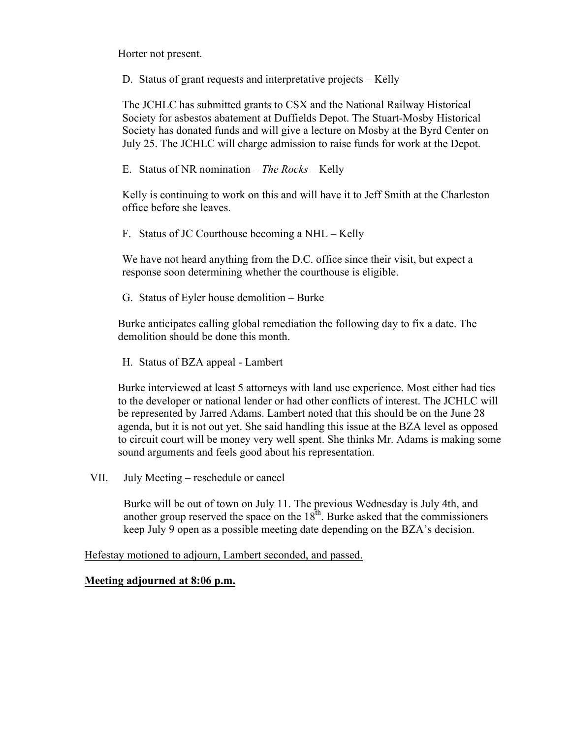Horter not present.

D. Status of grant requests and interpretative projects – Kelly

The JCHLC has submitted grants to CSX and the National Railway Historical Society for asbestos abatement at Duffields Depot. The Stuart-Mosby Historical Society has donated funds and will give a lecture on Mosby at the Byrd Center on July 25. The JCHLC will charge admission to raise funds for work at the Depot.

E. Status of NR nomination – *The Rocks* – Kelly

Kelly is continuing to work on this and will have it to Jeff Smith at the Charleston office before she leaves.

F. Status of JC Courthouse becoming a NHL – Kelly

We have not heard anything from the D.C. office since their visit, but expect a response soon determining whether the courthouse is eligible.

G. Status of Eyler house demolition – Burke

Burke anticipates calling global remediation the following day to fix a date. The demolition should be done this month.

H. Status of BZA appeal - Lambert

Burke interviewed at least 5 attorneys with land use experience. Most either had ties to the developer or national lender or had other conflicts of interest. The JCHLC will be represented by Jarred Adams. Lambert noted that this should be on the June 28 agenda, but it is not out yet. She said handling this issue at the BZA level as opposed to circuit court will be money very well spent. She thinks Mr. Adams is making some sound arguments and feels good about his representation.

VII. July Meeting – reschedule or cancel

Burke will be out of town on July 11. The previous Wednesday is July 4th, and another group reserved the space on the 18th. Burke asked that the commissioners keep July 9 open as a possible meeting date depending on the BZA's decision.

<u>Hefestay motioned to adjourn, Lambert seconded, and passed.</u>

**<u>Meeting adjourned at 8:06 p.m.</u>**